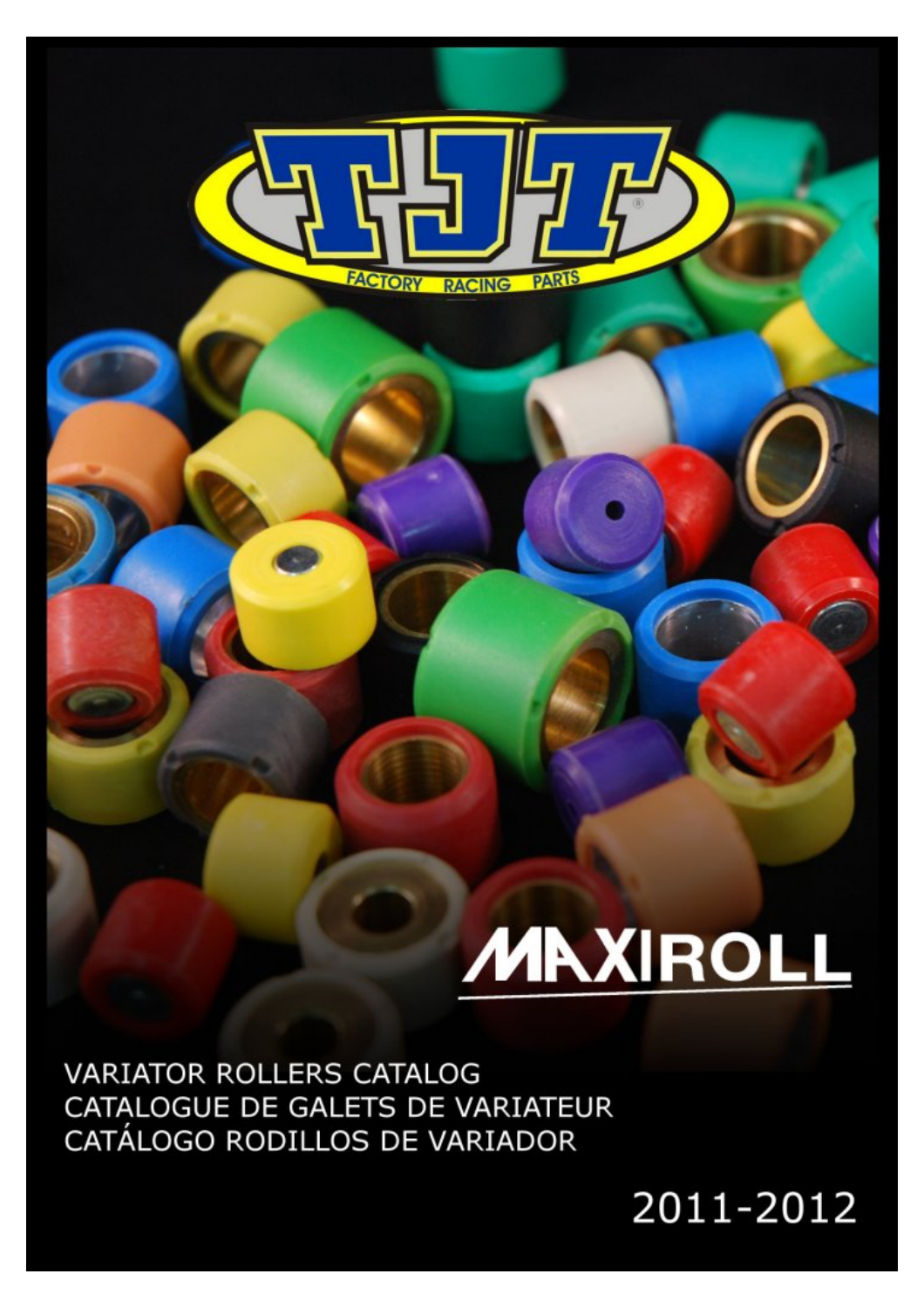# TJT

FACTORY RACING PARTS

# MAXIROLL

VARIATOR ROLLERS CATALOG
CATALOGUE DE GALETS DE VARIATEUR
CATÁLOGO RODILLOS DE VARIADOR

2011-2012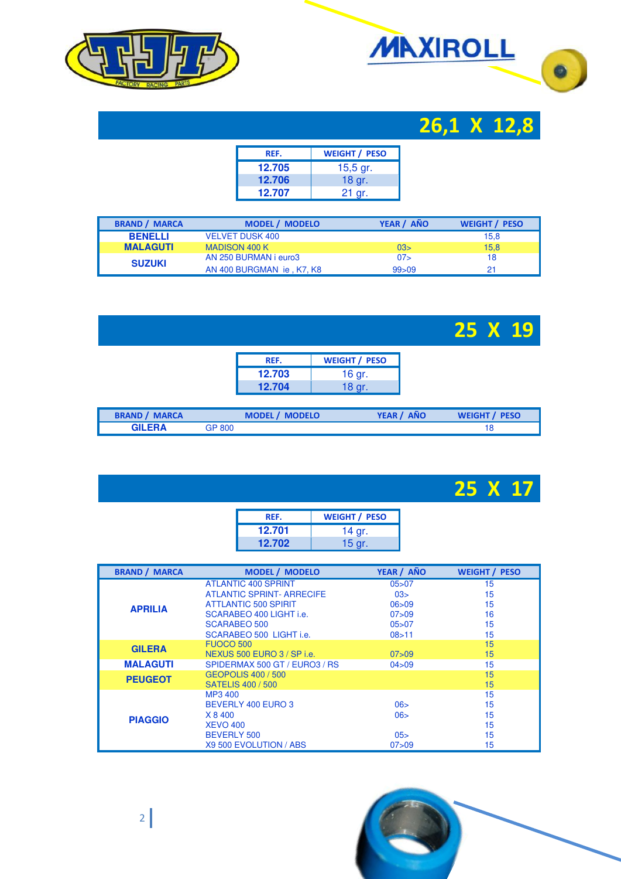## 26,1 X 12,8

| REF. | WEIGHT / PESO |
|---|---|
| 12.705 | 15,5 gr. |
| 12.706 | 18 gr. |
| 12.707 | 21 gr. |

| BRAND / MARCA | MODEL / MODELO | YEAR / AÑO | WEIGHT / PESO |
|---|---|---|---|
| BENELLI | VELVET DUSK 400 | | 15,8 |
| MALAGUTI | MADISON 400 K | 03> | 15,8 |
| SUZUKI | AN 250 BURMAN i euro3 | 07> | 18 |
| | AN 400 BURGMAN ie , K7, K8 | 99>09 | 21 |

## 25 X 19

| REF. | WEIGHT / PESO |
|---|---|
| 12.703 | 16 gr. |
| 12.704 | 18 gr. |

| BRAND / MARCA | MODEL / MODELO | YEAR / AÑO | WEIGHT / PESO |
|---|---|---|---|
| GILERA | GP 800 | | 18 |

## 25 X 17

| REF. | WEIGHT / PESO |
|---|---|
| 12.701 | 14 gr. |
| 12.702 | 15 gr. |

| BRAND / MARCA | MODEL / MODELO | YEAR / AÑO | WEIGHT / PESO |
|---|---|---|---|
| APRILIA | ATLANTIC 400 SPRINT | 05>07 | 15 |
| | ATLANTIC SPRINT- ARRECIFE | 03> | 15 |
| | ATTLANTIC 500 SPIRIT | 06>09 | 15 |
| | SCARABEO 400 LIGHT i.e. | 07>09 | 16 |
| | SCARABEO 500 | 05>07 | 15 |
| | SCARABEO 500 LIGHT i.e. | 08>11 | 15 |
| GILERA | FUOCO 500 | | 15 |
| | NEXUS 500 EURO 3 / SP i.e. | 07>09 | 15 |
| MALAGUTI | SPIDERMAX 500 GT / EURO3 / RS | 04>09 | 15 |
| PEUGEOT | GEOPOLIS 400 / 500 | | 15 |
| | SATELIS 400 / 500 | | 15 |
| PIAGGIO | MP3 400 | | 15 |
| | BEVERLY 400 EURO 3 | 06> | 15 |
| | X 8 400 | 06> | 15 |
| | XEVO 400 | | 15 |
| | BEVERLY 500 | 05> | 15 |
| | X9 500 EVOLUTION / ABS | 07>09 | 15 |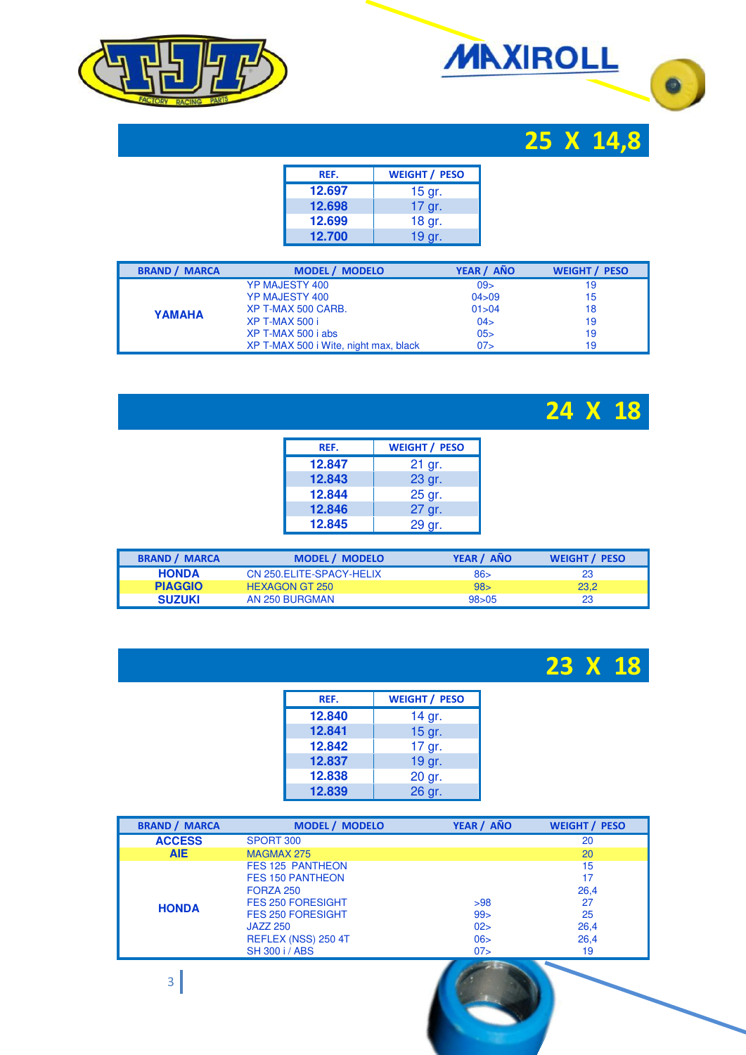TJT FACTORY RACING PARTS

MAXIROLL

## 25 X 14,8

| REF. | WEIGHT / PESO |
|---|---|
| 12.697 | 15 gr. |
| 12.698 | 17 gr. |
| 12.699 | 18 gr. |
| 12.700 | 19 gr. |

| BRAND / MARCA | MODEL / MODELO | YEAR / AÑO | WEIGHT / PESO |
|---|---|---|---|
| YAMAHA | YP MAJESTY 400 | 09> | 19 |
| | YP MAJESTY 400 | 04>09 | 15 |
| | XP T-MAX 500 CARB. | 01>04 | 18 |
| | XP T-MAX 500 i | 04> | 19 |
| | XP T-MAX 500 i abs | 05> | 19 |
| | XP T-MAX 500 i Wite, night max, black | 07> | 19 |

## 24 X 18

| REF. | WEIGHT / PESO |
|---|---|
| 12.847 | 21 gr. |
| 12.843 | 23 gr. |
| 12.844 | 25 gr. |
| 12.846 | 27 gr. |
| 12.845 | 29 gr. |

| BRAND / MARCA | MODEL / MODELO | YEAR / AÑO | WEIGHT / PESO |
|---|---|---|---|
| HONDA | CN 250.ELITE-SPACY-HELIX | 86> | 23 |
| PIAGGIO | HEXAGON GT 250 | 98> | 23,2 |
| SUZUKI | AN 250 BURGMAN | 98>05 | 23 |

## 23 X 18

| REF. | WEIGHT / PESO |
|---|---|
| 12.840 | 14 gr. |
| 12.841 | 15 gr. |
| 12.842 | 17 gr. |
| 12.837 | 19 gr. |
| 12.838 | 20 gr. |
| 12.839 | 26 gr. |

| BRAND / MARCA | MODEL / MODELO | YEAR / AÑO | WEIGHT / PESO |
|---|---|---|---|
| ACCESS | SPORT 300 | | 20 |
| AIE | MAGMAX 275 | | 20 |
| HONDA | FES 125 PANTHEON | | 15 |
| | FES 150 PANTHEON | | 17 |
| | FORZA 250 | | 26,4 |
| | FES 250 FORESIGHT | >98 | 27 |
| | FES 250 FORESIGHT | 99> | 25 |
| | JAZZ 250 | 02> | 26,4 |
| | REFLEX (NSS) 250 4T | 06> | 26,4 |
| | SH 300 i / ABS | 07> | 19 |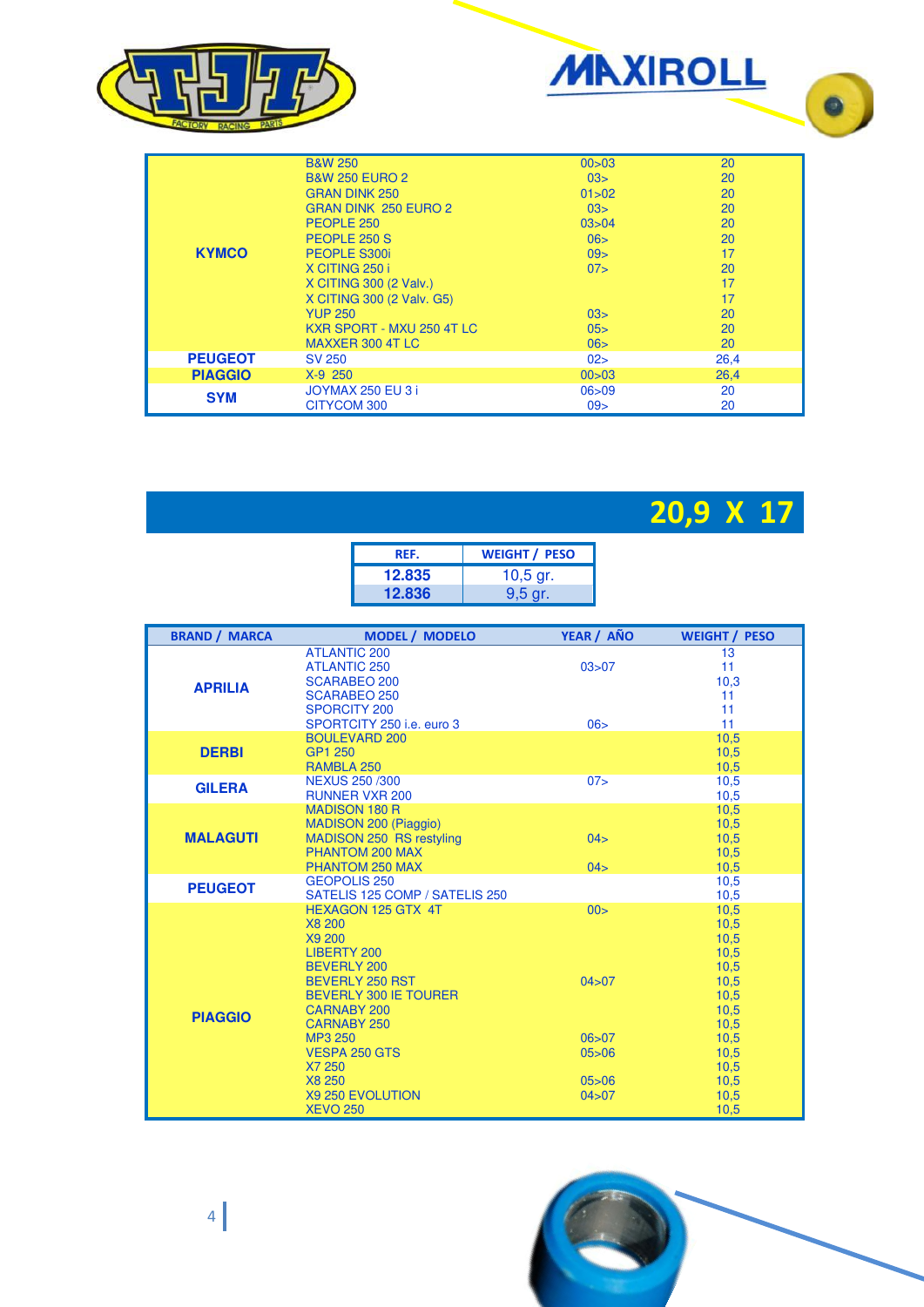TJT FACTORY RACING PARTS

MAXIROLL

| Brand | Model | Year | Weight |
|---|---|---|---|
| KYMCO | B&W 250 | 00>03 | 20 |
| | B&W 250 EURO 2 | 03> | 20 |
| | GRAN DINK 250 | 01>02 | 20 |
| | GRAN DINK 250 EURO 2 | 03> | 20 |
| | PEOPLE 250 | 03>04 | 20 |
| | PEOPLE 250 S | 06> | 20 |
| | PEOPLE S300i | 09> | 17 |
| | X CITING 250 i | 07> | 20 |
| | X CITING 300 (2 Valv.) | | 17 |
| | X CITING 300 (2 Valv. G5) | | 17 |
| | YUP 250 | 03> | 20 |
| | KXR SPORT - MXU 250 4T LC | 05> | 20 |
| | MAXXER 300 4T LC | 06> | 20 |
| PEUGEOT | SV 250 | 02> | 26,4 |
| PIAGGIO | X-9 250 | 00>03 | 26,4 |
| SYM | JOYMAX 250 EU 3 i | 06>09 | 20 |
| | CITYCOM 300 | 09> | 20 |

## 20,9 X 17

| REF. | WEIGHT / PESO |
|---|---|
| 12.835 | 10,5 gr. |
| 12.836 | 9,5 gr. |

| BRAND / MARCA | MODEL / MODELO | YEAR / AÑO | WEIGHT / PESO |
|---|---|---|---|
| APRILIA | ATLANTIC 200 | | 13 |
| | ATLANTIC 250 | 03>07 | 11 |
| | SCARABEO 200 | | 10,3 |
| | SCARABEO 250 | | 11 |
| | SPORCITY 200 | | 11 |
| | SPORTCITY 250 i.e. euro 3 | 06> | 11 |
| DERBI | BOULEVARD 200 | | 10,5 |
| | GP1 250 | | 10,5 |
| | RAMBLA 250 | | 10,5 |
| GILERA | NEXUS 250 /300 | 07> | 10,5 |
| | RUNNER VXR 200 | | 10,5 |
| MALAGUTI | MADISON 180 R | | 10,5 |
| | MADISON 200 (Piaggio) | | 10,5 |
| | MADISON 250 RS restyling | 04> | 10,5 |
| | PHANTOM 200 MAX | | 10,5 |
| | PHANTOM 250 MAX | 04> | 10,5 |
| PEUGEOT | GEOPOLIS 250 | | 10,5 |
| | SATELIS 125 COMP / SATELIS 250 | | 10,5 |
| PIAGGIO | HEXAGON 125 GTX 4T | 00> | 10,5 |
| | X8 200 | | 10,5 |
| | X9 200 | | 10,5 |
| | LIBERTY 200 | | 10,5 |
| | BEVERLY 200 | | 10,5 |
| | BEVERLY 250 RST | 04>07 | 10,5 |
| | BEVERLY 300 IE TOURER | | 10,5 |
| | CARNABY 200 | | 10,5 |
| | CARNABY 250 | | 10,5 |
| | MP3 250 | 06>07 | 10,5 |
| | VESPA 250 GTS | 05>06 | 10,5 |
| | X7 250 | | 10,5 |
| | X8 250 | 05>06 | 10,5 |
| | X9 250 EVOLUTION | 04>07 | 10,5 |
| | XEVO 250 | | 10,5 |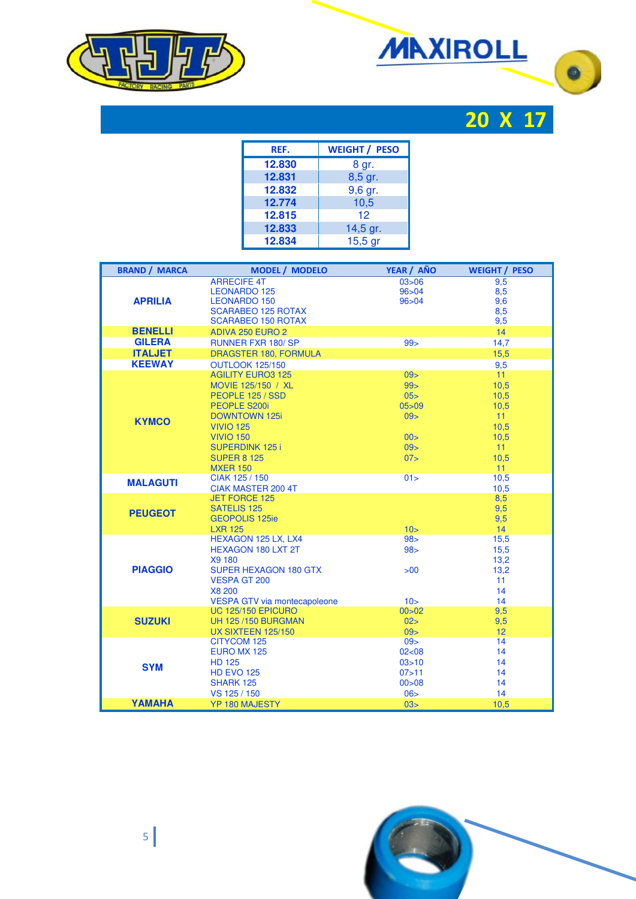# 20 X 17

| REF. | WEIGHT / PESO |
|---|---|
| 12.830 | 8 gr. |
| 12.831 | 8,5 gr. |
| 12.832 | 9,6 gr. |
| 12.774 | 10,5 |
| 12.815 | 12 |
| 12.833 | 14,5 gr. |
| 12.834 | 15,5 gr |

| BRAND / MARCA | MODEL / MODELO | YEAR / AÑO | WEIGHT / PESO |
|---|---|---|---|
| APRILIA | ARRECIFE 4T | 03>06 | 9,5 |
| | LEONARDO 125 | 96>04 | 8,5 |
| | LEONARDO 150 | 96>04 | 9,6 |
| | SCARABEO 125 ROTAX | | 8,5 |
| | SCARABEO 150 ROTAX | | 9,5 |
| BENELLI | ADIVA 250 EURO 2 | | 14 |
| GILERA | RUNNER FXR 180/ SP | 99> | 14,7 |
| ITALJET | DRAGSTER 180, FORMULA | | 15,5 |
| KEEWAY | OUTLOOK 125/150 | | 9,5 |
| KYMCO | AGILITY EURO3 125 | 09> | 11 |
| | MOVIE 125/150 / XL | 99> | 10,5 |
| | PEOPLE 125 / SSD | 05> | 10,5 |
| | PEOPLE S200i | 05>09 | 10,5 |
| | DOWNTOWN 125i | 09> | 11 |
| | VIVIO 125 | | 10,5 |
| | VIVIO 150 | 00> | 10,5 |
| | SUPERDINK 125 i | 09> | 11 |
| | SUPER 8 125 | 07> | 10,5 |
| | MXER 150 | | 11 |
| MALAGUTI | CIAK 125 / 150 | 01> | 10,5 |
| | CIAK MASTER 200 4T | | 10,5 |
| PEUGEOT | JET FORCE 125 | | 8,5 |
| | SATELIS 125 | | 9,5 |
| | GEOPOLIS 125ie | | 9,5 |
| | LXR 125 | 10> | 14 |
| PIAGGIO | HEXAGON 125 LX, LX4 | 98> | 15,5 |
| | HEXAGON 180 LXT 2T | 98> | 15,5 |
| | X9 180 | | 13,2 |
| | SUPER HEXAGON 180 GTX | >00 | 13,2 |
| | VESPA GT 200 | | 11 |
| | X8 200 | | 14 |
| | VESPA GTV via montecapoleone | 10> | 14 |
| SUZUKI | UC 125/150 EPICURO | 00>02 | 9,5 |
| | UH 125 /150 BURGMAN | 02> | 9,5 |
| | UX SIXTEEN 125/150 | 09> | 12 |
| SYM | CITYCOM 125 | 09> | 14 |
| | EURO MX 125 | 02<08 | 14 |
| | HD 125 | 03>10 | 14 |
| | HD EVO 125 | 07>11 | 14 |
| | SHARK 125 | 00>08 | 14 |
| | VS 125 / 150 | 06> | 14 |
| YAMAHA | YP 180 MAJESTY | 03> | 10,5 |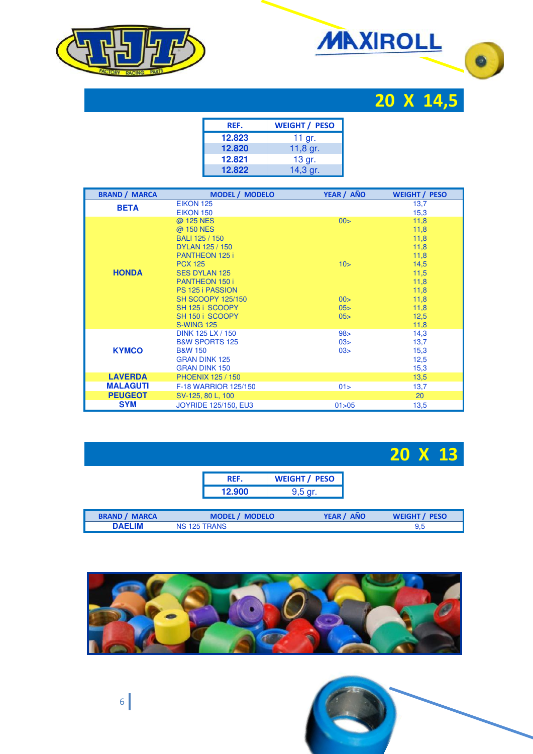## 20 X 14,5

| REF. | WEIGHT / PESO |
|---|---|
| 12.823 | 11 gr. |
| 12.820 | 11,8 gr. |
| 12.821 | 13 gr. |
| 12.822 | 14,3 gr. |

| BRAND / MARCA | MODEL / MODELO | YEAR / AÑO | WEIGHT / PESO |
|---|---|---|---|
| BETA | EIKON 125 | | 13,7 |
| | EIKON 150 | | 15,3 |
| HONDA | @ 125 NES | 00> | 11,8 |
| | @ 150 NES | | 11,8 |
| | BALI 125 / 150 | | 11,8 |
| | DYLAN 125 / 150 | | 11,8 |
| | PANTHEON 125 i | | 11,8 |
| | PCX 125 | 10> | 14,5 |
| | SES DYLAN 125 | | 11,5 |
| | PANTHEON 150 i | | 11,8 |
| | PS 125 i PASSION | | 11,8 |
| | SH SCOOPY 125/150 | 00> | 11,8 |
| | SH 125 i SCOOPY | 05> | 11,8 |
| | SH 150 i SCOOPY | 05> | 12,5 |
| | S-WING 125 | | 11,8 |
| KYMCO | DINK 125 LX / 150 | 98> | 14,3 |
| | B&W SPORTS 125 | 03> | 13,7 |
| | B&W 150 | 03> | 15,3 |
| | GRAN DINK 125 | | 12,5 |
| | GRAN DINK 150 | | 15,3 |
| LAVERDA | PHOENIX 125 / 150 | | 13,5 |
| MALAGUTI | F-18 WARRIOR 125/150 | 01> | 13,7 |
| PEUGEOT | SV-125, 80 L, 100 | | 20 |
| SYM | JOYRIDE 125/150, EU3 | 01>05 | 13,5 |

## 20 X 13

| REF. | WEIGHT / PESO |
|---|---|
| 12.900 | 9,5 gr. |

| BRAND / MARCA | MODEL / MODELO | YEAR / AÑO | WEIGHT / PESO |
|---|---|---|---|
| DAELIM | NS 125 TRANS | | 9,5 |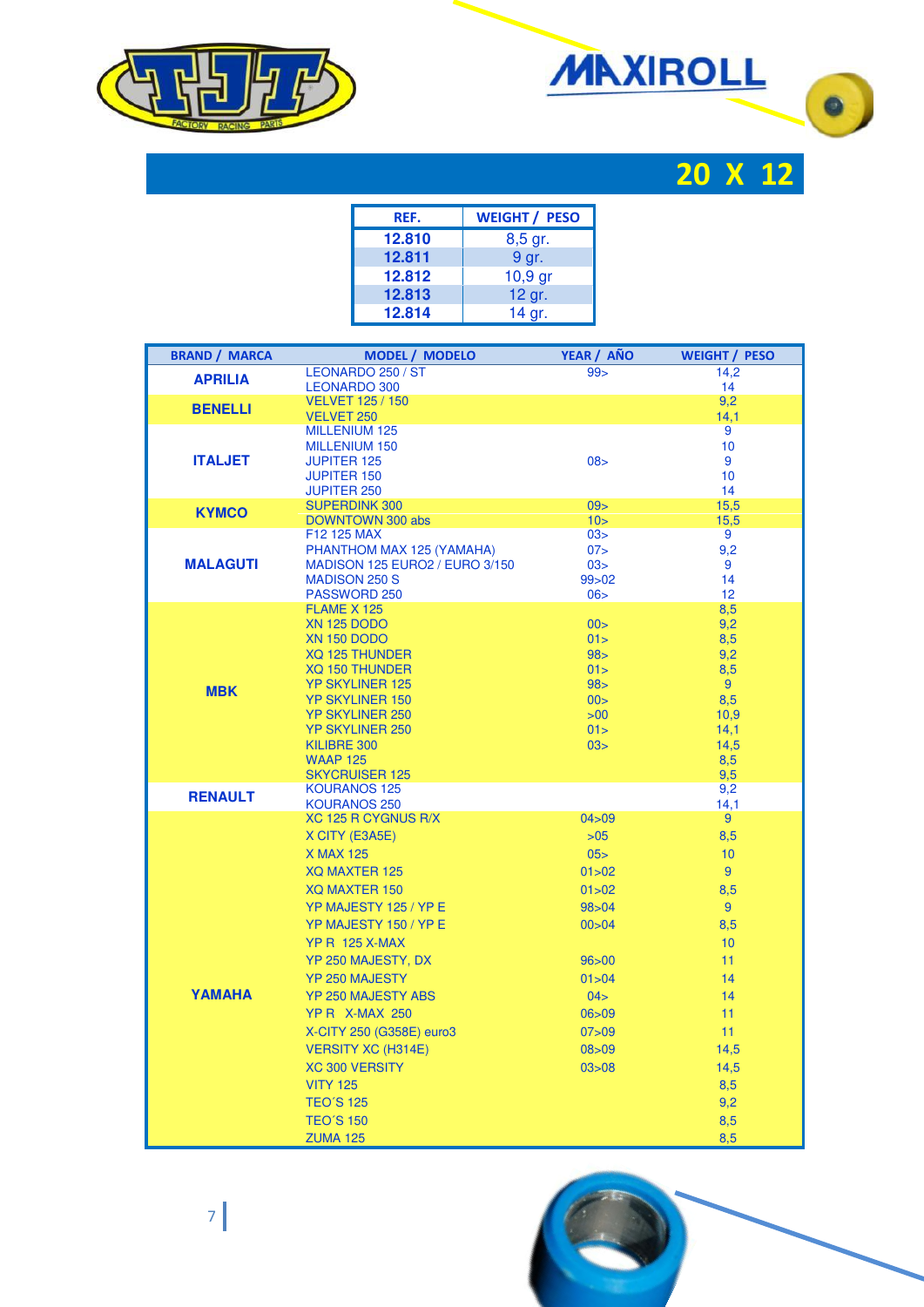TJT

MAXIROLL

# 20 X 12

| REF. | WEIGHT / PESO |
|---|---|
| 12.810 | 8,5 gr. |
| 12.811 | 9 gr. |
| 12.812 | 10,9 gr |
| 12.813 | 12 gr. |
| 12.814 | 14 gr. |

| BRAND / MARCA | MODEL / MODELO | YEAR / AÑO | WEIGHT / PESO |
|---|---|---|---|
| APRILIA | LEONARDO 250 / ST | 99> | 14,2 |
| | LEONARDO 300 | | 14 |
| BENELLI | VELVET 125 / 150 | | 9,2 |
| | VELVET 250 | | 14,1 |
| ITALJET | MILLENIUM 125 | | 9 |
| | MILLENIUM 150 | | 10 |
| | JUPITER 125 | 08> | 9 |
| | JUPITER 150 | | 10 |
| | JUPITER 250 | | 14 |
| KYMCO | SUPERDINK 300 | 09> | 15,5 |
| | DOWNTOWN 300 abs | 10> | 15,5 |
| MALAGUTI | F12 125 MAX | 03> | 9 |
| | PHANTHOM MAX 125 (YAMAHA) | 07> | 9,2 |
| | MADISON 125 EURO2 / EURO 3/150 | 03> | 9 |
| | MADISON 250 S | 99>02 | 14 |
| | PASSWORD 250 | 06> | 12 |
| MBK | FLAME X 125 | | 8,5 |
| | XN 125 DODO | 00> | 9,2 |
| | XN 150 DODO | 01> | 8,5 |
| | XQ 125 THUNDER | 98> | 9,2 |
| | XQ 150 THUNDER | 01> | 8,5 |
| | YP SKYLINER 125 | 98> | 9 |
| | YP SKYLINER 150 | 00> | 8,5 |
| | YP SKYLINER 250 | >00 | 10,9 |
| | YP SKYLINER 250 | 01> | 14,1 |
| | KILIBRE 300 | 03> | 14,5 |
| | WAAP 125 | | 8,5 |
| | SKYCRUISER 125 | | 9,5 |
| RENAULT | KOURANOS 125 | | 9,2 |
| | KOURANOS 250 | | 14,1 |
| YAMAHA | XC 125 R CYGNUS R/X | 04>09 | 9 |
| | X CITY (E3A5E) | >05 | 8,5 |
| | X MAX 125 | 05> | 10 |
| | XQ MAXTER 125 | 01>02 | 9 |
| | XQ MAXTER 150 | 01>02 | 8,5 |
| | YP MAJESTY 125 / YP E | 98>04 | 9 |
| | YP MAJESTY 150 / YP E | 00>04 | 8,5 |
| | YP R 125 X-MAX | | 10 |
| | YP 250 MAJESTY, DX | 96>00 | 11 |
| | YP 250 MAJESTY | 01>04 | 14 |
| | YP 250 MAJESTY ABS | 04> | 14 |
| | YP R X-MAX 250 | 06>09 | 11 |
| | X-CITY 250 (G358E) euro3 | 07>09 | 11 |
| | VERSITY XC (H314E) | 08>09 | 14,5 |
| | XC 300 VERSITY | 03>08 | 14,5 |
| | VITY 125 | | 8,5 |
| | TEO´S 125 | | 9,2 |
| | TEO´S 150 | | 8,5 |
| | ZUMA 125 | | 8,5 |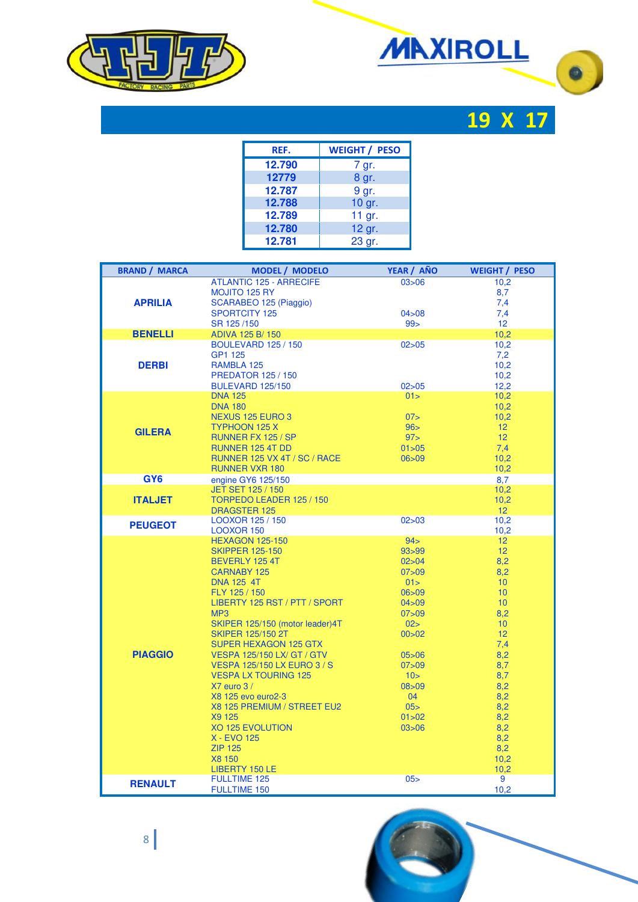## 19 X 17

| REF. | WEIGHT / PESO |
|---|---|
| 12.790 | 7 gr. |
| 12779 | 8 gr. |
| 12.787 | 9 gr. |
| 12.788 | 10 gr. |
| 12.789 | 11 gr. |
| 12.780 | 12 gr. |
| 12.781 | 23 gr. |

| BRAND / MARCA | MODEL / MODELO | YEAR / AÑO | WEIGHT / PESO |
|---|---|---|---|
| APRILIA | ATLANTIC 125 - ARRECIFE | 03>06 | 10,2 |
| | MOJITO 125 RY | | 8,7 |
| | SCARABEO 125 (Piaggio) | | 7,4 |
| | SPORTCITY 125 | 04>08 | 7,4 |
| | SR 125 /150 | 99> | 12 |
| BENELLI | ADIVA 125 B/ 150 | | 10,2 |
| DERBI | BOULEVARD 125 / 150 | 02>05 | 10,2 |
| | GP1 125 | | 7,2 |
| | RAMBLA 125 | | 10,2 |
| | PREDATOR 125 / 150 | | 10,2 |
| | BULEVARD 125/150 | 02>05 | 12,2 |
| GILERA | DNA 125 | 01> | 10,2 |
| | DNA 180 | | 10,2 |
| | NEXUS 125 EURO 3 | 07> | 10,2 |
| | TYPHOON 125 X | 96> | 12 |
| | RUNNER FX 125 / SP | 97> | 12 |
| | RUNNER 125 4T DD | 01>05 | 7,4 |
| | RUNNER 125 VX 4T / SC / RACE | 06>09 | 10,2 |
| | RUNNER VXR 180 | | 10,2 |
| GY6 | engine GY6 125/150 | | 8,7 |
| ITALJET | JET SET 125 / 150 | | 10,2 |
| | TORPEDO LEADER 125 / 150 | | 10,2 |
| | DRAGSTER 125 | | 12 |
| PEUGEOT | LOOXOR 125 / 150 | 02>03 | 10,2 |
| | LOOXOR 150 | | 10,2 |
| PIAGGIO | HEXAGON 125-150 | 94> | 12 |
| | SKIPPER 125-150 | 93>99 | 12 |
| | BEVERLY 125 4T | 02>04 | 8,2 |
| | CARNABY 125 | 07>09 | 8,2 |
| | DNA 125 4T | 01> | 10 |
| | FLY 125 / 150 | 06>09 | 10 |
| | LIBERTY 125 RST / PTT / SPORT | 04>09 | 10 |
| | MP3 | 07>09 | 8,2 |
| | SKIPER 125/150 (motor leader)4T | 02> | 10 |
| | SKIPER 125/150 2T | 00>02 | 12 |
| | SUPER HEXAGON 125 GTX | | 7,4 |
| | VESPA 125/150 LX/ GT / GTV | 05>06 | 8,2 |
| | VESPA 125/150 LX EURO 3 / S | 07>09 | 8,7 |
| | VESPA LX TOURING 125 | 10> | 8,7 |
| | X7 euro 3 / | 08>09 | 8,2 |
| | X8 125 evo euro2-3 | 04 | 8,2 |
| | X8 125 PREMIUM / STREET EU2 | 05> | 8,2 |
| | X9 125 | 01>02 | 8,2 |
| | XO 125 EVOLUTION | 03>06 | 8,2 |
| | X - EVO 125 | | 8,2 |
| | ZIP 125 | | 8,2 |
| | X8 150 | | 10,2 |
| | LIBERTY 150 LE | | 10,2 |
| RENAULT | FULLTIME 125 | 05> | 9 |
| | FULLTIME 150 | | 10,2 |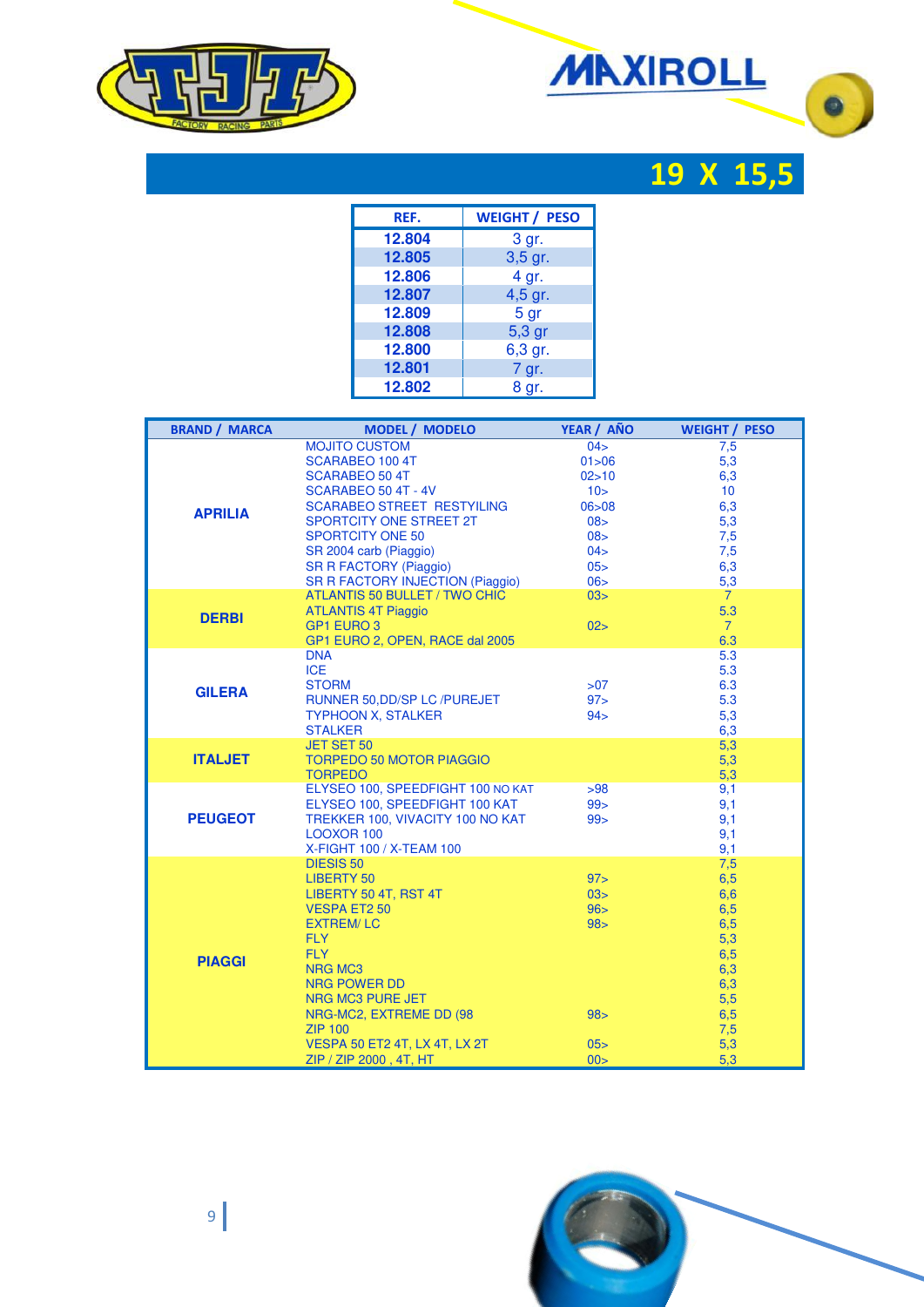## 19 X 15,5

| REF. | WEIGHT / PESO |
|---|---|
| 12.804 | 3 gr. |
| 12.805 | 3,5 gr. |
| 12.806 | 4 gr. |
| 12.807 | 4,5 gr. |
| 12.809 | 5 gr |
| 12.808 | 5,3 gr |
| 12.800 | 6,3 gr. |
| 12.801 | 7 gr. |
| 12.802 | 8 gr. |

| BRAND / MARCA | MODEL / MODELO | YEAR / AÑO | WEIGHT / PESO |
|---|---|---|---|
| APRILIA | MOJITO CUSTOM | 04> | 7,5 |
| | SCARABEO 100 4T | 01>06 | 5,3 |
| | SCARABEO 50 4T | 02>10 | 6,3 |
| | SCARABEO 50 4T - 4V | 10> | 10 |
| | SCARABEO STREET RESTYILING | 06>08 | 6,3 |
| | SPORTCITY ONE STREET 2T | 08> | 5,3 |
| | SPORTCITY ONE 50 | 08> | 7,5 |
| | SR 2004 carb (Piaggio) | 04> | 7,5 |
| | SR R FACTORY (Piaggio) | 05> | 6,3 |
| | SR R FACTORY INJECTION (Piaggio) | 06> | 5,3 |
| DERBI | ATLANTIS 50 BULLET / TWO CHIC | 03> | 7 |
| | ATLANTIS 4T Piaggio | | 5.3 |
| | GP1 EURO 3 | 02> | 7 |
| | GP1 EURO 2, OPEN, RACE dal 2005 | | 6.3 |
| GILERA | DNA | | 5.3 |
| | ICE | | 5.3 |
| | STORM | >07 | 6.3 |
| | RUNNER 50,DD/SP LC /PUREJET | 97> | 5.3 |
| | TYPHOON X, STALKER | 94> | 5,3 |
| | STALKER | | 6,3 |
| ITALJET | JET SET 50 | | 5,3 |
| | TORPEDO 50 MOTOR PIAGGIO | | 5,3 |
| | TORPEDO | | 5,3 |
| PEUGEOT | ELYSEO 100, SPEEDFIGHT 100 NO KAT | >98 | 9,1 |
| | ELYSEO 100, SPEEDFIGHT 100 KAT | 99> | 9,1 |
| | TREKKER 100, VIVACITY 100 NO KAT | 99> | 9,1 |
| | LOOXOR 100 | | 9,1 |
| | X-FIGHT 100 / X-TEAM 100 | | 9,1 |
| PIAGGI | DIESIS 50 | | 7,5 |
| | LIBERTY 50 | 97> | 6,5 |
| | LIBERTY 50 4T, RST 4T | 03> | 6,6 |
| | VESPA ET2 50 | 96> | 6,5 |
| | EXTREM/ LC | 98> | 6,5 |
| | FLY | | 5,3 |
| | FLY | | 6,5 |
| | NRG MC3 | | 6,3 |
| | NRG POWER DD | | 6,3 |
| | NRG MC3 PURE JET | | 5,5 |
| | NRG-MC2, EXTREME DD (98 | 98> | 6,5 |
| | ZIP 100 | | 7,5 |
| | VESPA 50 ET2 4T, LX 4T, LX 2T | 05> | 5,3 |
| | ZIP / ZIP 2000 , 4T, HT | 00> | 5,3 |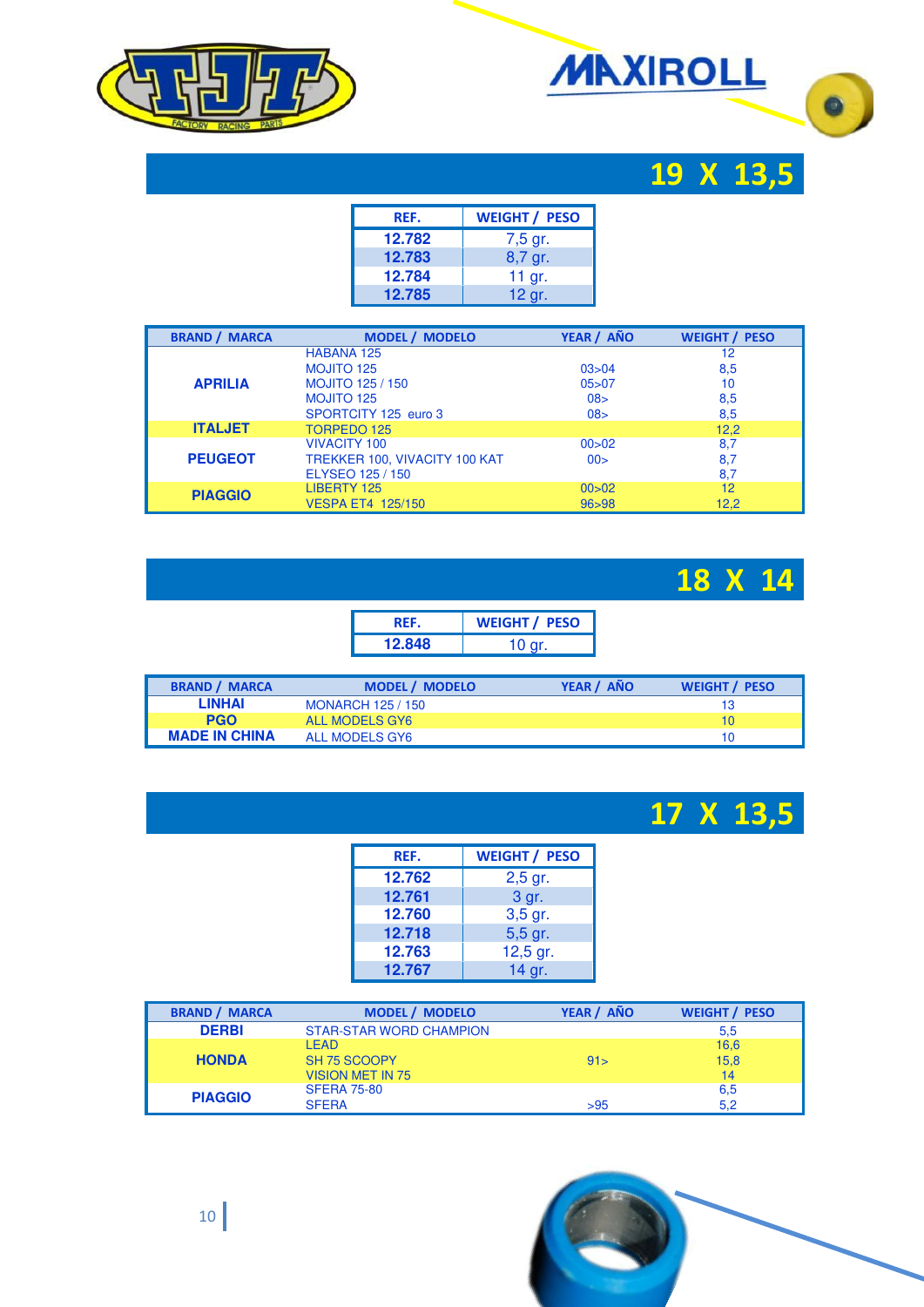TJT FACTORY RACING PARTS

MAXIROLL

## 19 X 13,5

| REF. | WEIGHT / PESO |
|---|---|
| 12.782 | 7,5 gr. |
| 12.783 | 8,7 gr. |
| 12.784 | 11 gr. |
| 12.785 | 12 gr. |

| BRAND / MARCA | MODEL / MODELO | YEAR / AÑO | WEIGHT / PESO |
|---|---|---|---|
| APRILIA | HABANA 125 | | 12 |
| | MOJITO 125 | 03>04 | 8,5 |
| | MOJITO 125 / 150 | 05>07 | 10 |
| | MOJITO 125 | 08> | 8,5 |
| | SPORTCITY 125 euro 3 | 08> | 8,5 |
| ITALJET | TORPEDO 125 | | 12,2 |
| PEUGEOT | VIVACITY 100 | 00>02 | 8,7 |
| | TREKKER 100, VIVACITY 100 KAT | 00> | 8,7 |
| | ELYSEO 125 / 150 | | 8,7 |
| PIAGGIO | LIBERTY 125 | 00>02 | 12 |
| | VESPA ET4 125/150 | 96>98 | 12,2 |

## 18 X 14

| REF. | WEIGHT / PESO |
|---|---|
| 12.848 | 10 gr. |

| BRAND / MARCA | MODEL / MODELO | YEAR / AÑO | WEIGHT / PESO |
|---|---|---|---|
| LINHAI | MONARCH 125 / 150 | | 13 |
| PGO | ALL MODELS GY6 | | 10 |
| MADE IN CHINA | ALL MODELS GY6 | | 10 |

## 17 X 13,5

| REF. | WEIGHT / PESO |
|---|---|
| 12.762 | 2,5 gr. |
| 12.761 | 3 gr. |
| 12.760 | 3,5 gr. |
| 12.718 | 5,5 gr. |
| 12.763 | 12,5 gr. |
| 12.767 | 14 gr. |

| BRAND / MARCA | MODEL / MODELO | YEAR / AÑO | WEIGHT / PESO |
|---|---|---|---|
| DERBI | STAR-STAR WORD CHAMPION | | 5,5 |
| HONDA | LEAD | | 16,6 |
| | SH 75 SCOOPY | 91> | 15,8 |
| | VISION MET IN 75 | | 14 |
| PIAGGIO | SFERA 75-80 | | 6,5 |
| | SFERA | >95 | 5,2 |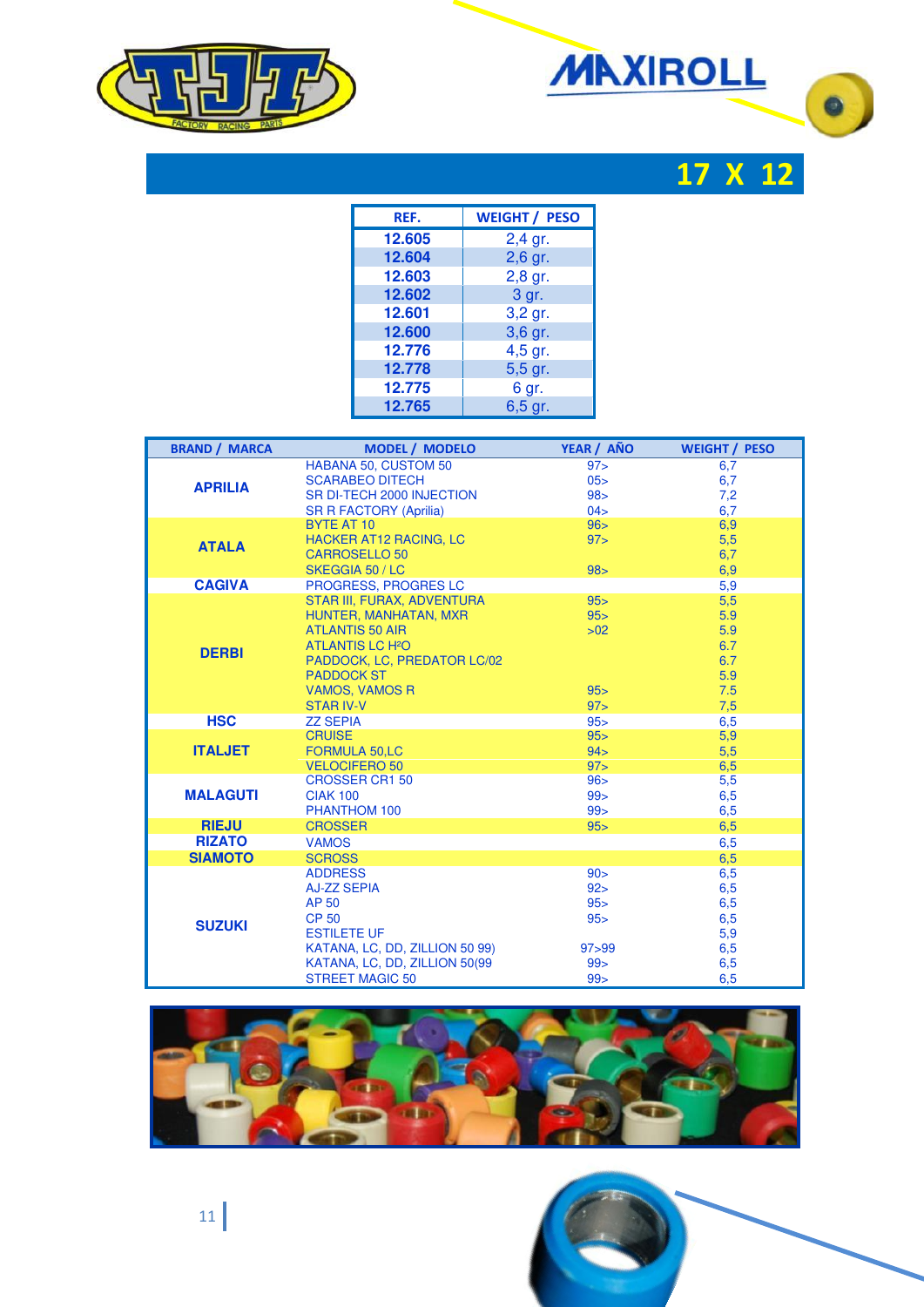## 17 X 12

| REF. | WEIGHT / PESO |
|---|---|
| 12.605 | 2,4 gr. |
| 12.604 | 2,6 gr. |
| 12.603 | 2,8 gr. |
| 12.602 | 3 gr. |
| 12.601 | 3,2 gr. |
| 12.600 | 3,6 gr. |
| 12.776 | 4,5 gr. |
| 12.778 | 5,5 gr. |
| 12.775 | 6 gr. |
| 12.765 | 6,5 gr. |

| BRAND / MARCA | MODEL / MODELO | YEAR / AÑO | WEIGHT / PESO |
|---|---|---|---|
| APRILIA | HABANA 50, CUSTOM 50 | 97> | 6,7 |
| | SCARABEO DITECH | 05> | 6,7 |
| | SR DI-TECH 2000 INJECTION | 98> | 7,2 |
| | SR R FACTORY (Aprilia) | 04> | 6,7 |
| ATALA | BYTE AT 10 | 96> | 6,9 |
| | HACKER AT12 RACING, LC | 97> | 5,5 |
| | CARROSELLO 50 | | 6,7 |
| | SKEGGIA 50 / LC | 98> | 6,9 |
| CAGIVA | PROGRESS, PROGRES LC | | 5,9 |
| DERBI | STAR III, FURAX, ADVENTURA | 95> | 5,5 |
| | HUNTER, MANHATAN, MXR | 95> | 5.9 |
| | ATLANTIS 50 AIR | >02 | 5.9 |
| | ATLANTIS LC H²O | | 6.7 |
| | PADDOCK, LC, PREDATOR LC/02 | | 6.7 |
| | PADDOCK ST | | 5.9 |
| | VAMOS, VAMOS R | 95> | 7.5 |
| | STAR IV-V | 97> | 7,5 |
| HSC | ZZ SEPIA | 95> | 6,5 |
| ITALJET | CRUISE | 95> | 5,9 |
| | FORMULA 50,LC | 94> | 5,5 |
| | VELOCIFERO 50 | 97> | 6,5 |
| MALAGUTI | CROSSER CR1 50 | 96> | 5,5 |
| | CIAK 100 | 99> | 6,5 |
| | PHANTHOM 100 | 99> | 6,5 |
| RIEJU | CROSSER | 95> | 6,5 |
| RIZATO | VAMOS | | 6,5 |
| SIAMOTO | SCROSS | | 6,5 |
| SUZUKI | ADDRESS | 90> | 6,5 |
| | AJ-ZZ SEPIA | 92> | 6,5 |
| | AP 50 | 95> | 6,5 |
| | CP 50 | 95> | 6,5 |
| | ESTILETE UF | | 5,9 |
| | KATANA, LC, DD, ZILLION 50 99) | 97>99 | 6,5 |
| | KATANA, LC, DD, ZILLION 50(99 | 99> | 6,5 |
| | STREET MAGIC 50 | 99> | 6,5 |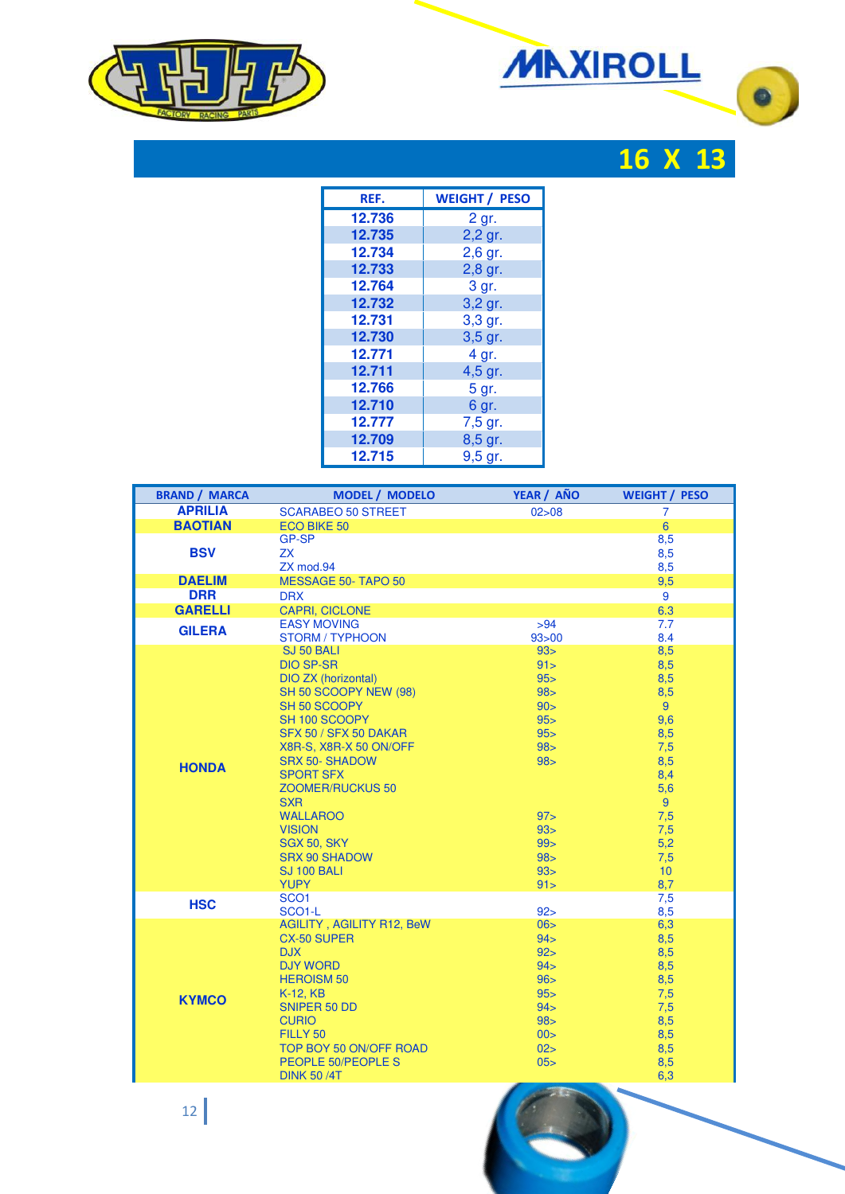# 16 X 13

| REF. | WEIGHT / PESO |
|---|---|
| 12.736 | 2 gr. |
| 12.735 | 2,2 gr. |
| 12.734 | 2,6 gr. |
| 12.733 | 2,8 gr. |
| 12.764 | 3 gr. |
| 12.732 | 3,2 gr. |
| 12.731 | 3,3 gr. |
| 12.730 | 3,5 gr. |
| 12.771 | 4 gr. |
| 12.711 | 4,5 gr. |
| 12.766 | 5 gr. |
| 12.710 | 6 gr. |
| 12.777 | 7,5 gr. |
| 12.709 | 8,5 gr. |
| 12.715 | 9,5 gr. |

| BRAND / MARCA | MODEL / MODELO | YEAR / AÑO | WEIGHT / PESO |
|---|---|---|---|
| APRILIA | SCARABEO 50 STREET | 02>08 | 7 |
| BAOTIAN | ECO BIKE 50 | | 6 |
| BSV | GP-SP | | 8,5 |
| | ZX | | 8,5 |
| | ZX mod.94 | | 8,5 |
| DAELIM | MESSAGE 50- TAPO 50 | | 9,5 |
| DRR | DRX | | 9 |
| GARELLI | CAPRI, CICLONE | | 6.3 |
| GILERA | EASY MOVING | >94 | 7.7 |
| | STORM / TYPHOON | 93>00 | 8.4 |
| HONDA | SJ 50 BALI | 93> | 8,5 |
| | DIO SP-SR | 91> | 8,5 |
| | DIO ZX (horizontal) | 95> | 8,5 |
| | SH 50 SCOOPY NEW (98) | 98> | 8,5 |
| | SH 50 SCOOPY | 90> | 9 |
| | SH 100 SCOOPY | 95> | 9,6 |
| | SFX 50 / SFX 50 DAKAR | 95> | 8,5 |
| | X8R-S, X8R-X 50 ON/OFF | 98> | 7,5 |
| | SRX 50- SHADOW | 98> | 8,5 |
| | SPORT SFX | | 8,4 |
| | ZOOMER/RUCKUS 50 | | 5,6 |
| | SXR | | 9 |
| | WALLAROO | 97> | 7,5 |
| | VISION | 93> | 7,5 |
| | SGX 50, SKY | 99> | 5,2 |
| | SRX 90 SHADOW | 98> | 7,5 |
| | SJ 100 BALI | 93> | 10 |
| | YUPY | 91> | 8,7 |
| HSC | SCO1 | | 7,5 |
| | SCO1-L | 92> | 8,5 |
| KYMCO | AGILITY , AGILITY R12, BeW | 06> | 6,3 |
| | CX-50 SUPER | 94> | 8,5 |
| | DJX | 92> | 8,5 |
| | DJY WORD | 94> | 8,5 |
| | HEROISM 50 | 96> | 8,5 |
| | K-12, KB | 95> | 7,5 |
| | SNIPER 50 DD | 94> | 7,5 |
| | CURIO | 98> | 8,5 |
| | FILLY 50 | 00> | 8,5 |
| | TOP BOY 50 ON/OFF ROAD | 02> | 8,5 |
| | PEOPLE 50/PEOPLE S | 05> | 8,5 |
| | DINK 50 /4T | | 6,3 |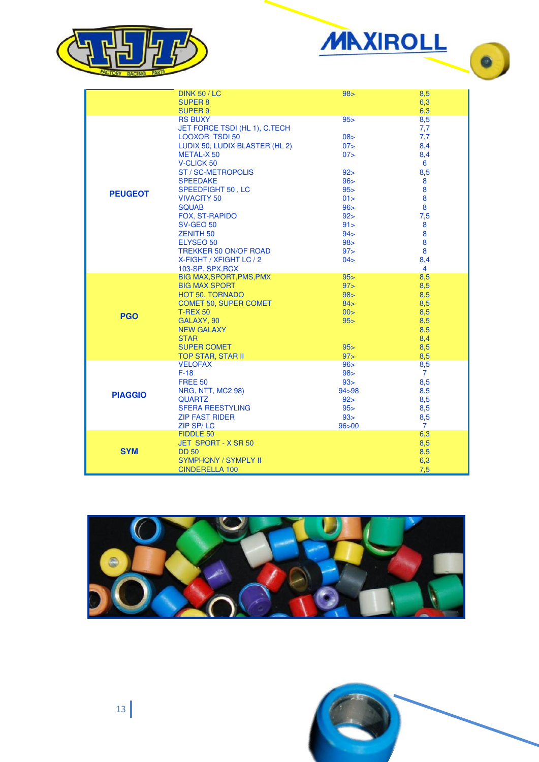| | | | |
|---|---|---|---|
| | DINK 50 / LC | 98> | 8,5 |
| | SUPER 8 | | 6,3 |
| | SUPER 9 | | 6,3 |
| PEUGEOT | RS BUXY | 95> | 8,5 |
| | JET FORCE TSDI (HL 1), C.TECH | | 7,7 |
| | LOOXOR TSDI 50 | 08> | 7,7 |
| | LUDIX 50, LUDIX BLASTER (HL 2) | 07> | 8,4 |
| | METAL-X 50 | 07> | 8,4 |
| | V-CLICK 50 | | 6 |
| | ST / SC-METROPOLIS | 92> | 8,5 |
| | SPEEDAKE | 96> | 8 |
| | SPEEDFIGHT 50 , LC | 95> | 8 |
| | VIVACITY 50 | 01> | 8 |
| | SQUAB | 96> | 8 |
| | FOX, ST-RAPIDO | 92> | 7,5 |
| | SV-GEO 50 | 91> | 8 |
| | ZENITH 50 | 94> | 8 |
| | ELYSEO 50 | 98> | 8 |
| | TREKKER 50 ON/OF ROAD | 97> | 8 |
| | X-FIGHT / XFIGHT LC / 2 | 04> | 8,4 |
| | 103-SP, SPX,RCX | | 4 |
| PGO | BIG MAX,SPORT,PMS,PMX | 95> | 8,5 |
| | BIG MAX SPORT | 97> | 8,5 |
| | HOT 50, TORNADO | 98> | 8,5 |
| | COMET 50, SUPER COMET | 84> | 8,5 |
| | T-REX 50 | 00> | 8,5 |
| | GALAXY, 90 | 95> | 8,5 |
| | NEW GALAXY | | 8,5 |
| | STAR | | 8,4 |
| | SUPER COMET | 95> | 8,5 |
| | TOP STAR, STAR II | 97> | 8,5 |
| PIAGGIO | VELOFAX | 96> | 8,5 |
| | F-18 | 98> | 7 |
| | FREE 50 | 93> | 8,5 |
| | NRG, NTT, MC2 98) | 94>98 | 8,5 |
| | QUARTZ | 92> | 8,5 |
| | SFERA REESTYLING | 95> | 8,5 |
| | ZIP FAST RIDER | 93> | 8,5 |
| | ZIP SP/ LC | 96>00 | 7 |
| SYM | FIDDLE 50 | | 6,3 |
| | JET SPORT - X SR 50 | | 8,5 |
| | DD 50 | | 8,5 |
| | SYMPHONY / SYMPLY II | | 6,3 |
| | CINDERELLA 100 | | 7,5 |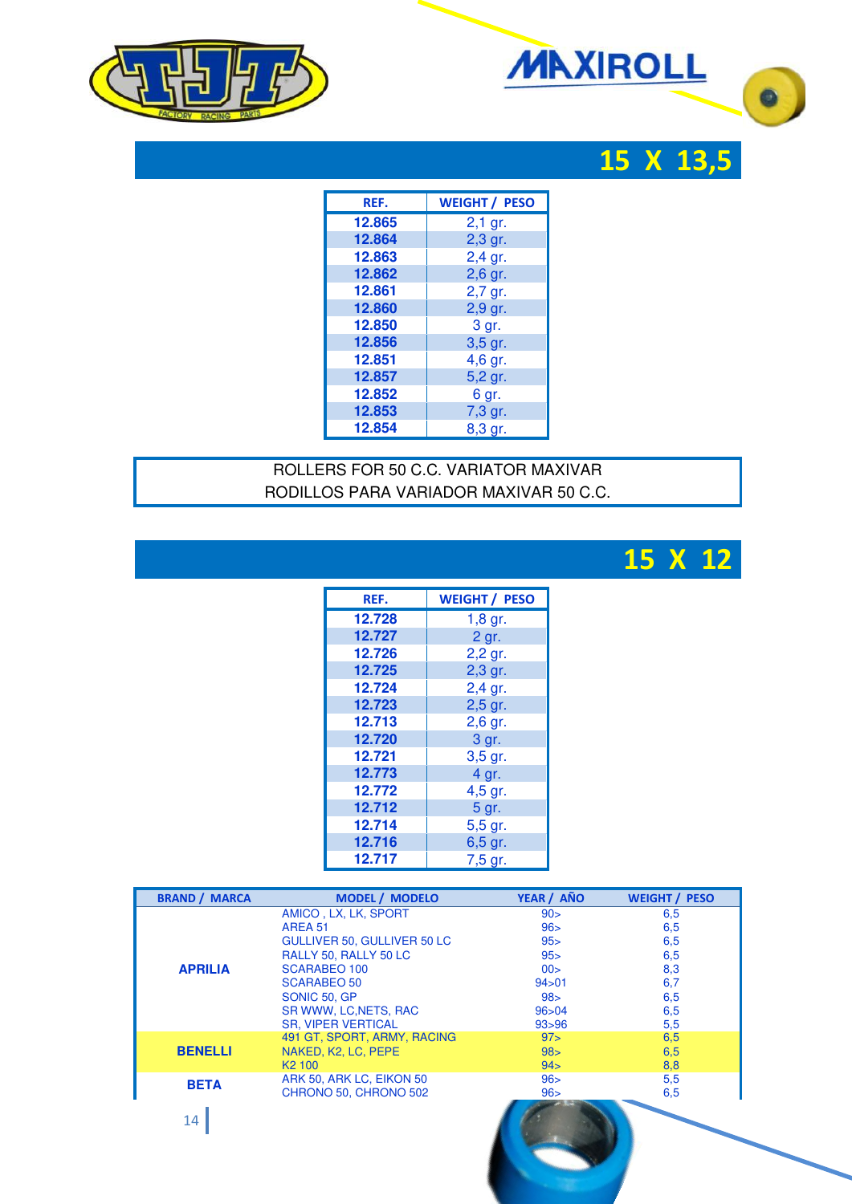## 15 X 13,5

| REF. | WEIGHT / PESO |
|---|---|
| 12.865 | 2,1 gr. |
| 12.864 | 2,3 gr. |
| 12.863 | 2,4 gr. |
| 12.862 | 2,6 gr. |
| 12.861 | 2,7 gr. |
| 12.860 | 2,9 gr. |
| 12.850 | 3 gr. |
| 12.856 | 3,5 gr. |
| 12.851 | 4,6 gr. |
| 12.857 | 5,2 gr. |
| 12.852 | 6 gr. |
| 12.853 | 7,3 gr. |
| 12.854 | 8,3 gr. |

ROLLERS FOR 50 C.C. VARIATOR MAXIVAR
RODILLOS PARA VARIADOR MAXIVAR 50 C.C.

## 15 X 12

| REF. | WEIGHT / PESO |
|---|---|
| 12.728 | 1,8 gr. |
| 12.727 | 2 gr. |
| 12.726 | 2,2 gr. |
| 12.725 | 2,3 gr. |
| 12.724 | 2,4 gr. |
| 12.723 | 2,5 gr. |
| 12.713 | 2,6 gr. |
| 12.720 | 3 gr. |
| 12.721 | 3,5 gr. |
| 12.773 | 4 gr. |
| 12.772 | 4,5 gr. |
| 12.712 | 5 gr. |
| 12.714 | 5,5 gr. |
| 12.716 | 6,5 gr. |
| 12.717 | 7,5 gr. |

| BRAND / MARCA | MODEL / MODELO | YEAR / AÑO | WEIGHT / PESO |
|---|---|---|---|
| APRILIA | AMICO , LX, LK, SPORT | 90> | 6,5 |
| | AREA 51 | 96> | 6,5 |
| | GULLIVER 50, GULLIVER 50 LC | 95> | 6,5 |
| | RALLY 50, RALLY 50 LC | 95> | 6,5 |
| | SCARABEO 100 | 00> | 8,3 |
| | SCARABEO 50 | 94>01 | 6,7 |
| | SONIC 50, GP | 98> | 6,5 |
| | SR WWW, LC,NETS, RAC | 96>04 | 6,5 |
| | SR, VIPER VERTICAL | 93>96 | 5,5 |
| BENELLI | 491 GT, SPORT, ARMY, RACING | 97> | 6,5 |
| | NAKED, K2, LC, PEPE | 98> | 6,5 |
| | K2 100 | 94> | 8,8 |
| BETA | ARK 50, ARK LC, EIKON 50 | 96> | 5,5 |
| | CHRONO 50, CHRONO 502 | 96> | 6,5 |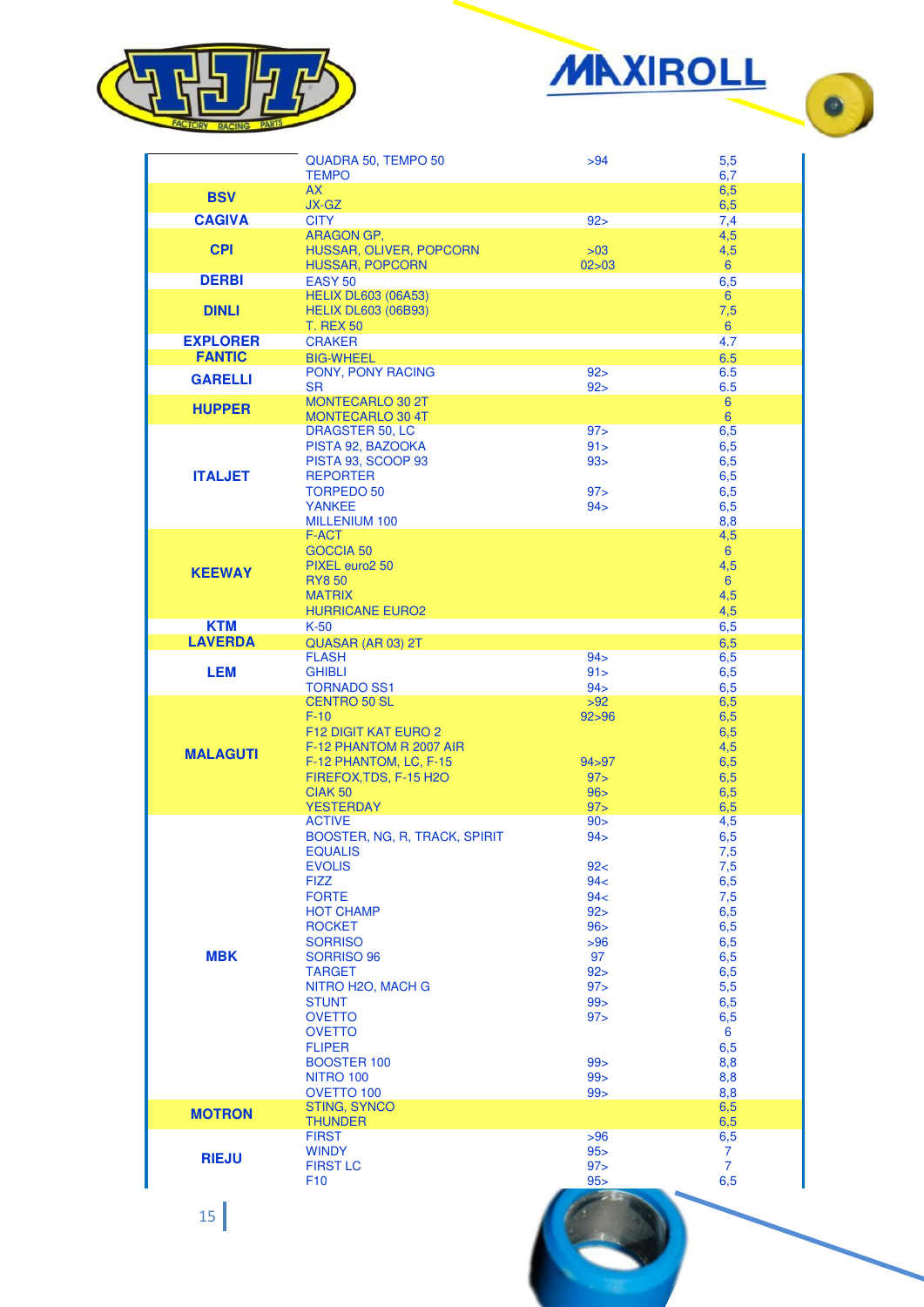| | | | |
|---|---|---|---|
| | QUADRA 50, TEMPO 50 | >94 | 5,5 |
| | TEMPO | | 6,7 |
| BSV | AX | | 6,5 |
| | JX-GZ | | 6,5 |
| CAGIVA | CITY | 92> | 7,4 |
| CPI | ARAGON GP, | | 4,5 |
| | HUSSAR, OLIVER, POPCORN | >03 | 4,5 |
| | HUSSAR, POPCORN | 02>03 | 6 |
| DERBI | EASY 50 | | 6,5 |
| DINLI | HELIX DL603 (06A53) | | 6 |
| | HELIX DL603 (06B93) | | 7,5 |
| | T. REX 50 | | 6 |
| EXPLORER | CRAKER | | 4.7 |
| FANTIC | BIG-WHEEL | | 6.5 |
| GARELLI | PONY, PONY RACING | 92> | 6.5 |
| | SR | 92> | 6.5 |
| HUPPER | MONTECARLO 30 2T | | 6 |
| | MONTECARLO 30 4T | | 6 |
| ITALJET | DRAGSTER 50, LC | 97> | 6,5 |
| | PISTA 92, BAZOOKA | 91> | 6,5 |
| | PISTA 93, SCOOP 93 | 93> | 6,5 |
| | REPORTER | | 6,5 |
| | TORPEDO 50 | 97> | 6,5 |
| | YANKEE | 94> | 6,5 |
| | MILLENIUM 100 | | 8,8 |
| KEEWAY | F-ACT | | 4,5 |
| | GOCCIA 50 | | 6 |
| | PIXEL euro2 50 | | 4,5 |
| | RY8 50 | | 6 |
| | MATRIX | | 4,5 |
| | HURRICANE EURO2 | | 4,5 |
| KTM | K-50 | | 6,5 |
| LAVERDA | QUASAR (AR 03) 2T | | 6,5 |
| LEM | FLASH | 94> | 6,5 |
| | GHIBLI | 91> | 6,5 |
| | TORNADO SS1 | 94> | 6,5 |
| MALAGUTI | CENTRO 50 SL | >92 | 6,5 |
| | F-10 | 92>96 | 6,5 |
| | F12 DIGIT KAT EURO 2 | | 6,5 |
| | F-12 PHANTOM R 2007 AIR | | 4,5 |
| | F-12 PHANTOM, LC, F-15 | 94>97 | 6,5 |
| | FIREFOX,TDS, F-15 H2O | 97> | 6,5 |
| | CIAK 50 | 96> | 6,5 |
| | YESTERDAY | 97> | 6,5 |
| MBK | ACTIVE | 90> | 4,5 |
| | BOOSTER, NG, R, TRACK, SPIRIT | 94> | 6,5 |
| | EQUALIS | | 7,5 |
| | EVOLIS | 92< | 7,5 |
| | FIZZ | 94< | 6,5 |
| | FORTE | 94< | 7,5 |
| | HOT CHAMP | 92> | 6,5 |
| | ROCKET | 96> | 6,5 |
| | SORRISO | >96 | 6,5 |
| | SORRISO 96 | 97 | 6,5 |
| | TARGET | 92> | 6,5 |
| | NITRO H2O, MACH G | 97> | 5,5 |
| | STUNT | 99> | 6,5 |
| | OVETTO | 97> | 6,5 |
| | OVETTO | | 6 |
| | FLIPER | | 6,5 |
| | BOOSTER 100 | 99> | 8,8 |
| | NITRO 100 | 99> | 8,8 |
| | OVETTO 100 | 99> | 8,8 |
| MOTRON | STING, SYNCO | | 6,5 |
| | THUNDER | | 6,5 |
| RIEJU | FIRST | >96 | 6,5 |
| | WINDY | 95> | 7 |
| | FIRST LC | 97> | 7 |
| | F10 | 95> | 6,5 |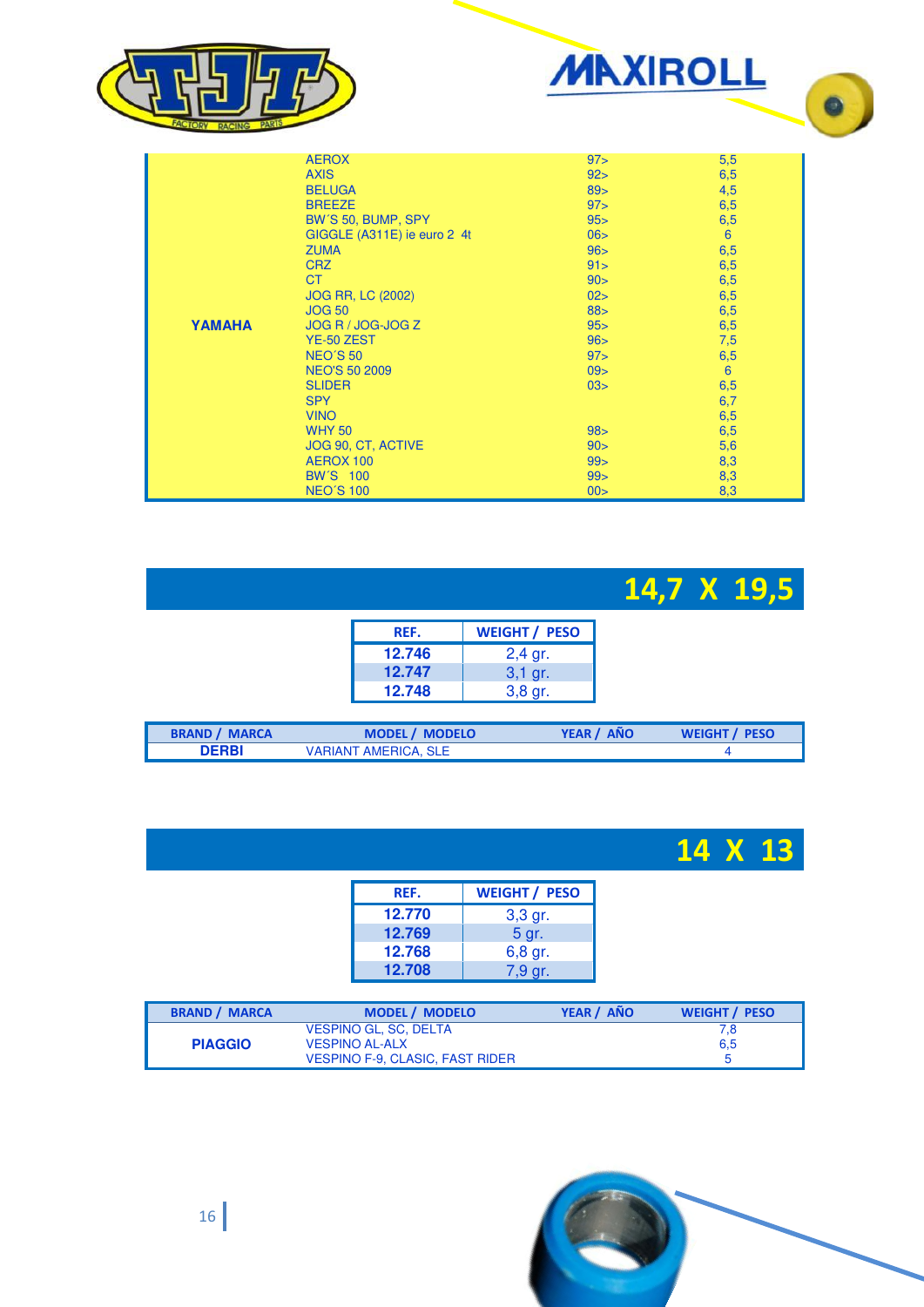| BRAND / MARCA | MODEL / MODELO | YEAR / AÑO | WEIGHT / PESO |
|---|---|---|---|
| YAMAHA | AEROX | 97> | 5,5 |
| | AXIS | 92> | 6,5 |
| | BELUGA | 89> | 4,5 |
| | BREEZE | 97> | 6,5 |
| | BW´S 50, BUMP, SPY | 95> | 6,5 |
| | GIGGLE (A311E) ie euro 2 4t | 06> | 6 |
| | ZUMA | 96> | 6,5 |
| | CRZ | 91> | 6,5 |
| | CT | 90> | 6,5 |
| | JOG RR, LC (2002) | 02> | 6,5 |
| | JOG 50 | 88> | 6,5 |
| | JOG R / JOG-JOG Z | 95> | 6,5 |
| | YE-50 ZEST | 96> | 7,5 |
| | NEO´S 50 | 97> | 6,5 |
| | NEO'S 50 2009 | 09> | 6 |
| | SLIDER | 03> | 6,5 |
| | SPY | | 6,7 |
| | VINO | | 6,5 |
| | WHY 50 | 98> | 6,5 |
| | JOG 90, CT, ACTIVE | 90> | 5,6 |
| | AEROX 100 | 99> | 8,3 |
| | BW´S 100 | 99> | 8,3 |
| | NEO´S 100 | 00> | 8,3 |

## 14,7 X 19,5

| REF. | WEIGHT / PESO |
|---|---|
| 12.746 | 2,4 gr. |
| 12.747 | 3,1 gr. |
| 12.748 | 3,8 gr. |

| BRAND / MARCA | MODEL / MODELO | YEAR / AÑO | WEIGHT / PESO |
|---|---|---|---|
| DERBI | VARIANT AMERICA, SLE | | 4 |

## 14 X 13

| REF. | WEIGHT / PESO |
|---|---|
| 12.770 | 3,3 gr. |
| 12.769 | 5 gr. |
| 12.768 | 6,8 gr. |
| 12.708 | 7,9 gr. |

| BRAND / MARCA | MODEL / MODELO | YEAR / AÑO | WEIGHT / PESO |
|---|---|---|---|
| PIAGGIO | VESPINO GL, SC, DELTA | | 7,8 |
| | VESPINO AL-ALX | | 6,5 |
| | VESPINO F-9, CLASIC, FAST RIDER | | 5 |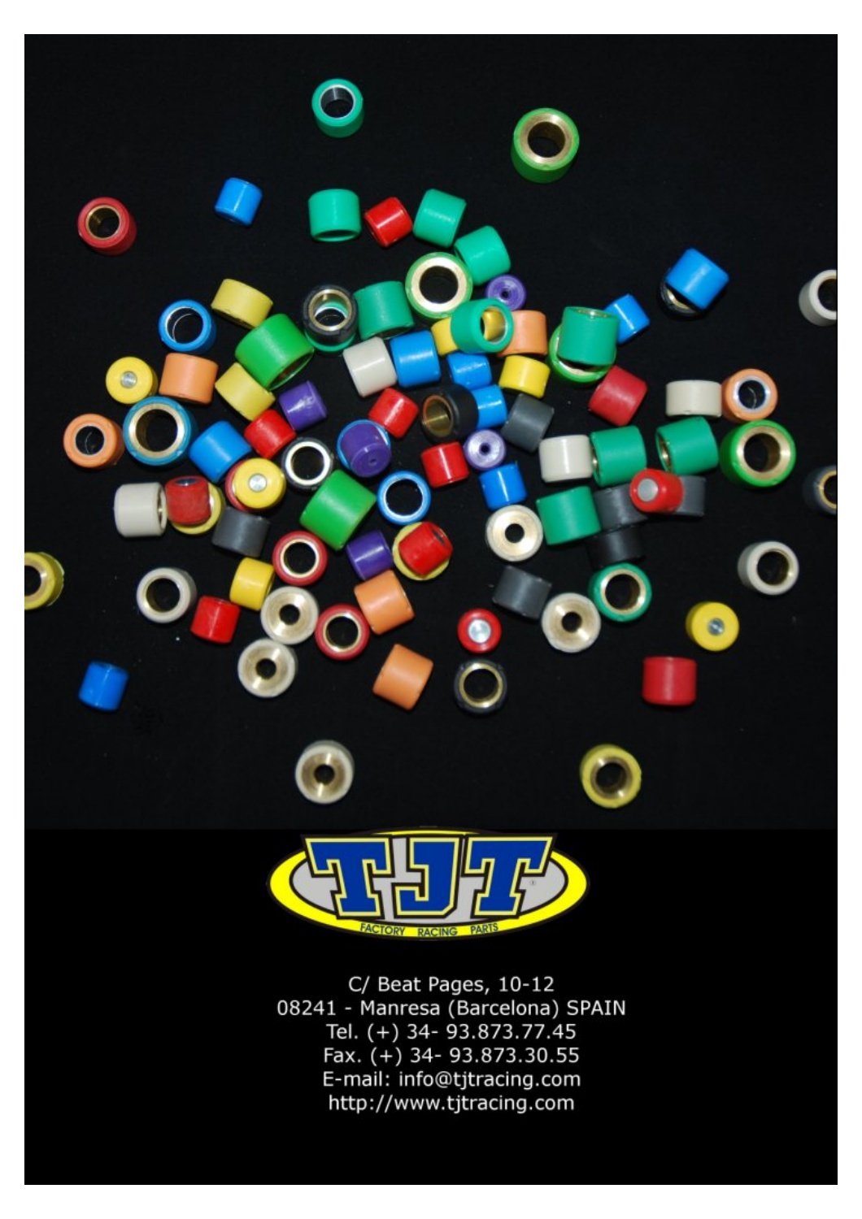C/ Beat Pages, 10-12
08241 - Manresa (Barcelona) SPAIN
Tel. (+) 34- 93.873.77.45
Fax. (+) 34- 93.873.30.55
E-mail: info@tjtracing.com
http://www.tjtracing.com